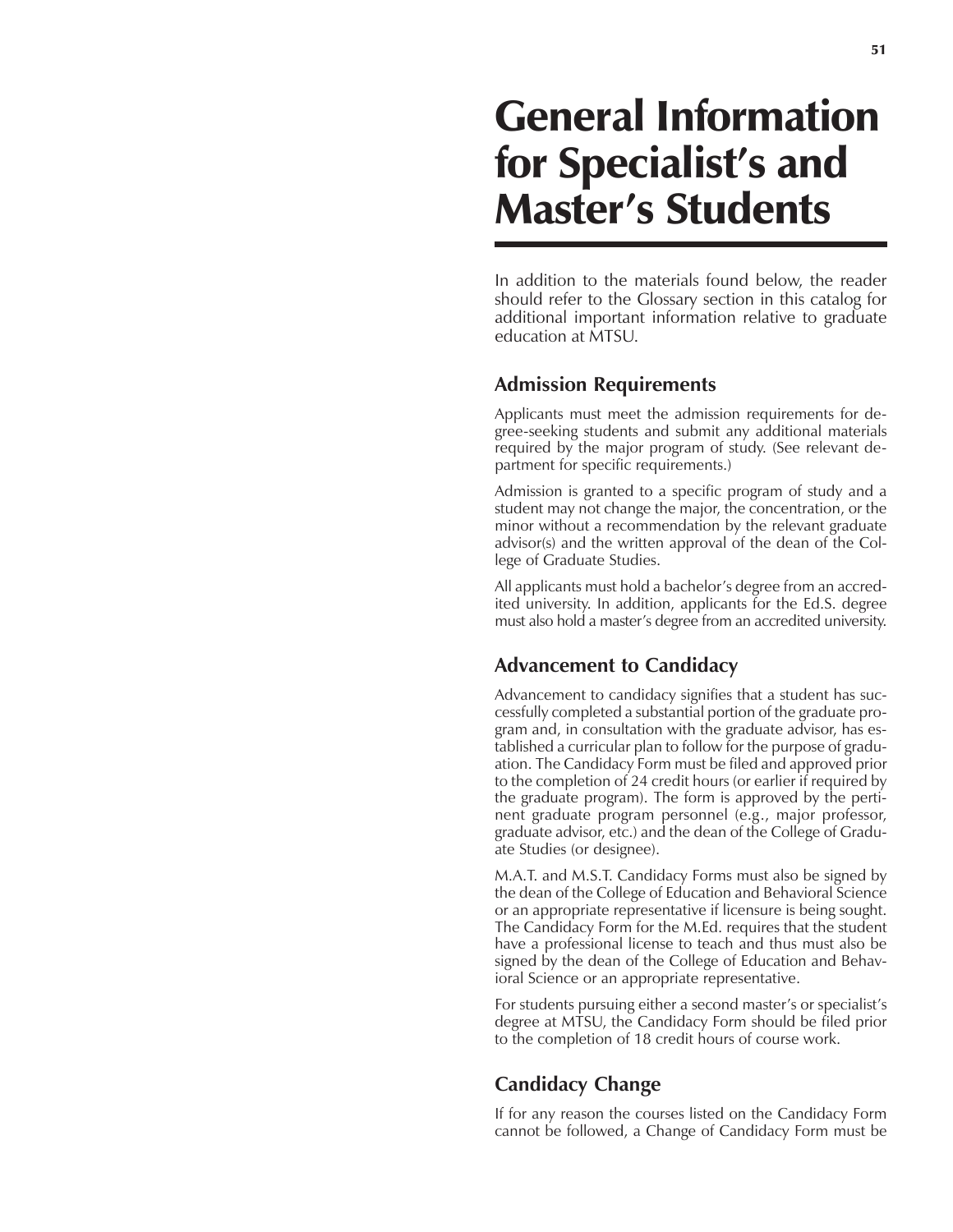# General Information for Specialist's and Master's Students

In addition to the materials found below, the reader should refer to the Glossary section in this catalog for additional important information relative to graduate education at MTSU.

## Admission Requirements

Applicants must meet the admission requirements for degree-seeking students and submit any additional materials required by the major program of study. (See relevant department for specific requirements.)

Admission is granted to a specific program of study and a student may not change the major, the concentration, or the minor without a recommendation by the relevant graduate advisor(s) and the written approval of the dean of the College of Graduate Studies.

All applicants must hold a bachelor's degree from an accredited university. In addition, applicants for the Ed.S. degree must also hold a master's degree from an accredited university.

## Advancement to Candidacy

Advancement to candidacy signifies that a student has successfully completed a substantial portion of the graduate program and, in consultation with the graduate advisor, has established a curricular plan to follow for the purpose of graduation. The Candidacy Form must be filed and approved prior to the completion of 24 credit hours (or earlier if required by the graduate program). The form is approved by the pertinent graduate program personnel (e.g., major professor, graduate advisor, etc.) and the dean of the College of Graduate Studies (or designee).

M.A.T. and M.S.T. Candidacy Forms must also be signed by the dean of the College of Education and Behavioral Science or an appropriate representative if licensure is being sought. The Candidacy Form for the M.Ed. requires that the student have a professional license to teach and thus must also be signed by the dean of the College of Education and Behavioral Science or an appropriate representative.

For students pursuing either a second master's or specialist's degree at MTSU, the Candidacy Form should be filed prior to the completion of 18 credit hours of course work.

## Candidacy Change

If for any reason the courses listed on the Candidacy Form cannot be followed, a Change of Candidacy Form must be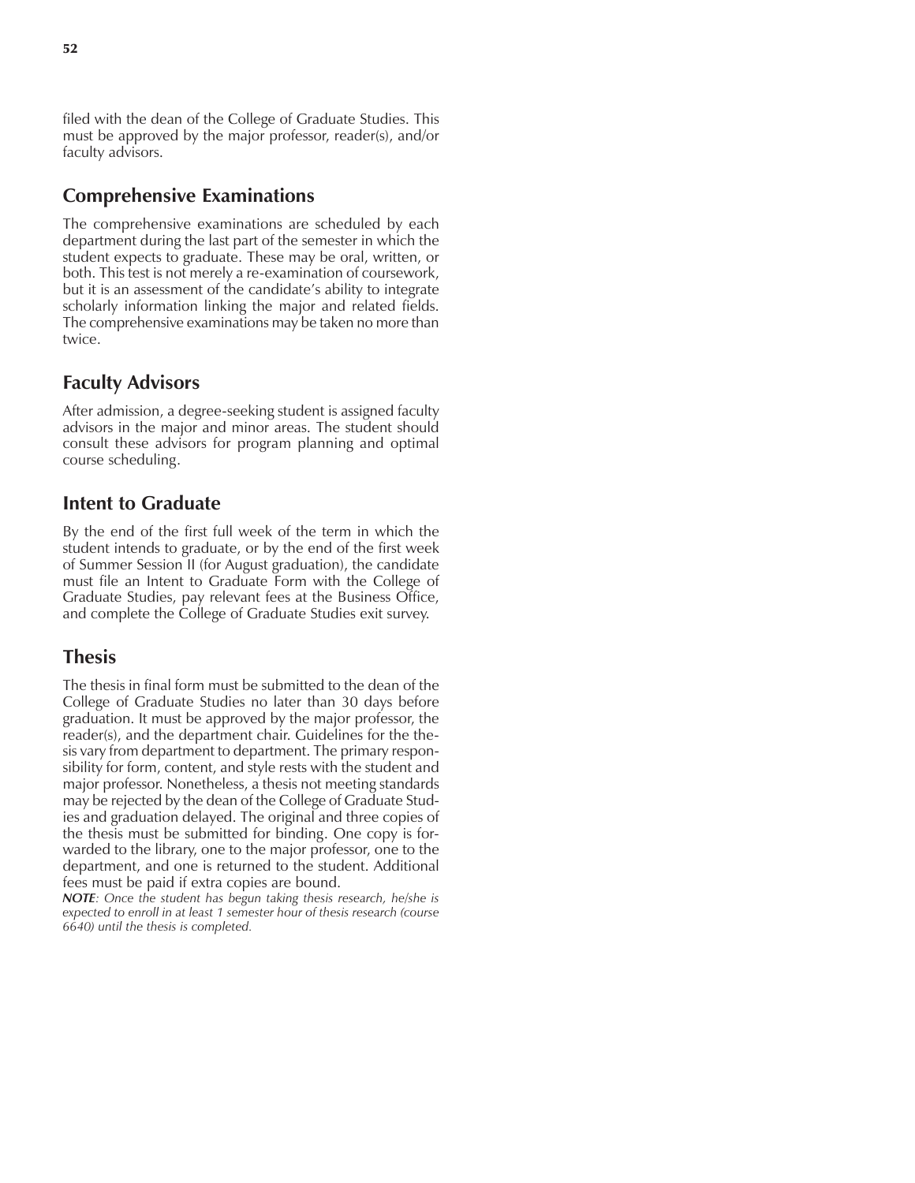filed with the dean of the College of Graduate Studies. This must be approved by the major professor, reader(s), and/or faculty advisors.

## Comprehensive Examinations

The comprehensive examinations are scheduled by each department during the last part of the semester in which the student expects to graduate. These may be oral, written, or both. This test is not merely a re-examination of coursework, but it is an assessment of the candidate's ability to integrate scholarly information linking the major and related fields. The comprehensive examinations may be taken no more than twice.

## Faculty Advisors

After admission, a degree-seeking student is assigned faculty advisors in the major and minor areas. The student should consult these advisors for program planning and optimal course scheduling.

## Intent to Graduate

By the end of the first full week of the term in which the student intends to graduate, or by the end of the first week of Summer Session II (for August graduation), the candidate must file an Intent to Graduate Form with the College of Graduate Studies, pay relevant fees at the Business Office, and complete the College of Graduate Studies exit survey.

## Thesis

The thesis in final form must be submitted to the dean of the College of Graduate Studies no later than 30 days before graduation. It must be approved by the major professor, the reader(s), and the department chair. Guidelines for the thesis vary from department to department. The primary responsibility for form, content, and style rests with the student and major professor. Nonetheless, a thesis not meeting standards may be rejected by the dean of the College of Graduate Studies and graduation delayed. The original and three copies of the thesis must be submitted for binding. One copy is forwarded to the library, one to the major professor, one to the department, and one is returned to the student. Additional fees must be paid if extra copies are bound.

***NOTE****: Once the student has begun taking thesis research, he/she is expected to enroll in at least 1 semester hour of thesis research (course 6640) until the thesis is completed.*